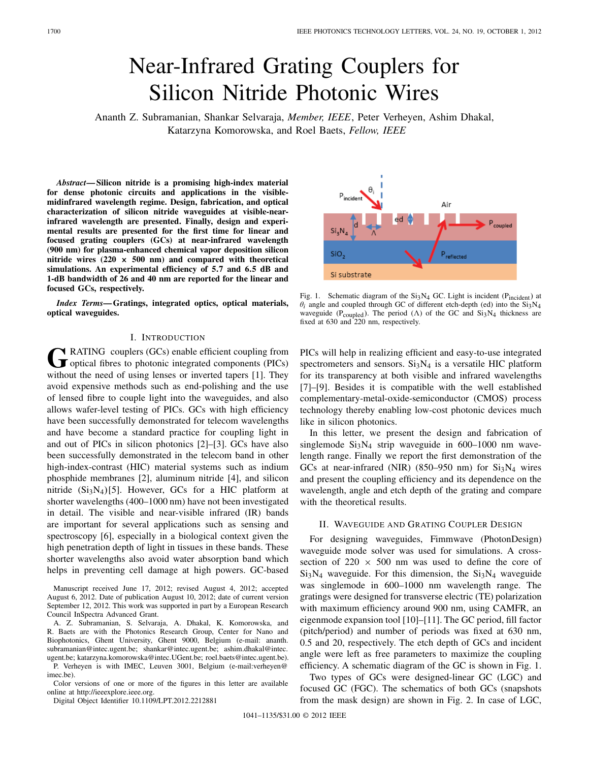# Near-Infrared Grating Couplers for Silicon Nitride Photonic Wires

Ananth Z. Subramanian, Shankar Selvaraja, *Member, IEEE*, Peter Verheyen, Ashim Dhakal, Katarzyna Komorowska, and Roel Baets, *Fellow, IEEE*

***Abstract*— Silicon nitride is a promising high-index material for dense photonic circuits and applications in the visible-midinfrared wavelength regime. Design, fabrication, and optical characterization of silicon nitride waveguides at visible-near-infrared wavelength are presented. Finally, design and experimental results are presented for the first time for linear and focused grating couplers (GCs) at near-infrared wavelength (900 nm) for plasma-enhanced chemical vapor deposition silicon nitride wires (220 × 500 nm) and compared with theoretical simulations. An experimental efficiency of 5.7 and 6.5 dB and 1-dB bandwidth of 26 and 40 nm are reported for the linear and focused GCs, respectively.**

***Index Terms*— Gratings, integrated optics, optical materials, optical waveguides.**

## I. Introduction

Grating couplers (GCs) enable efficient coupling from optical fibres to photonic integrated components (PICs) without the need of using lenses or inverted tapers [1]. They avoid expensive methods such as end-polishing and the use of lensed fibre to couple light into the waveguides, and also allows wafer-level testing of PICs. GCs with high efficiency have been successfully demonstrated for telecom wavelengths and have become a standard practice for coupling light in and out of PICs in silicon photonics [2]–[3]. GCs have also been successfully demonstrated in the telecom band in other high-index-contrast (HIC) material systems such as indium phosphide membranes [2], aluminum nitride [4], and silicon nitride ($Si_3N_4$)[5]. However, GCs for a HIC platform at shorter wavelengths (400–1000 nm) have not been investigated in detail. The visible and near-visible infrared (IR) bands are important for several applications such as sensing and spectroscopy [6], especially in a biological context given the high penetration depth of light in tissues in these bands. These shorter wavelengths also avoid water absorption band which helps in preventing cell damage at high powers. GC-based PICs will help in realizing efficient and easy-to-use integrated spectrometers and sensors. $Si_3N_4$ is a versatile HIC platform for its transparency at both visible and infrared wavelengths [7]–[9]. Besides it is compatible with the well established complementary-metal-oxide-semiconductor (CMOS) process technology thereby enabling low-cost photonic devices much like in silicon photonics.

In this letter, we present the design and fabrication of singlemode $Si_3N_4$ strip waveguide in 600–1000 nm wavelength range. Finally we report the first demonstration of the GCs at near-infrared (NIR) (850–950 nm) for $Si_3N_4$ wires and present the coupling efficiency and its dependence on the wavelength, angle and etch depth of the grating and compare with the theoretical results.

Manuscript received June 17, 2012; revised August 4, 2012; accepted August 6, 2012. Date of publication August 10, 2012; date of current version September 12, 2012. This work was supported in part by a European Research Council InSpectra Advanced Grant.

A. Z. Subramanian, S. Selvaraja, A. Dhakal, K. Komorowska, and R. Baets are with the Photonics Research Group, Center for Nano and Biophotonics, Ghent University, Ghent 9000, Belgium (e-mail: ananth.subramanian@intec.ugent.be; shankar@intec.ugent.be; ashim.dhakal@intec.ugent.be; katarzyna.komorowska@intec.UGent.be; roel.baets@intec.ugent.be).

P. Verheyen is with IMEC, Leuven 3001, Belgium (e-mail:verheyen@imec.be).

Color versions of one or more of the figures in this letter are available online at http://ieeexplore.ieee.org.

Digital Object Identifier 10.1109/LPT.2012.2212881

Fig. 1. Schematic diagram of the $Si_3N_4$ GC. Light is incident ($P_{incident}$) at $\theta_i$ angle and coupled through GC of different etch-depth (ed) into the $Si_3N_4$ waveguide ($P_{coupled}$). The period ($\Lambda$) of the GC and $Si_3N_4$ thickness are fixed at 630 and 220 nm, respectively.

## II. Waveguide and Grating Coupler Design

For designing waveguides, Fimmwave (PhotonDesign) waveguide mode solver was used for simulations. A cross-section of 220 × 500 nm was used to define the core of $Si_3N_4$ waveguide. For this dimension, the $Si_3N_4$ waveguide was singlemode in 600–1000 nm wavelength range. The gratings were designed for transverse electric (TE) polarization with maximum efficiency around 900 nm, using CAMFR, an eigenmode expansion tool [10]–[11]. The GC period, fill factor (pitch/period) and number of periods was fixed at 630 nm, 0.5 and 20, respectively. The etch depth of GCs and incident angle were left as free parameters to maximize the coupling efficiency. A schematic diagram of the GC is shown in Fig. 1.

Two types of GCs were designed-linear GC (LGC) and focused GC (FGC). The schematics of both GCs (snapshots from the mask design) are shown in Fig. 2. In case of LGC,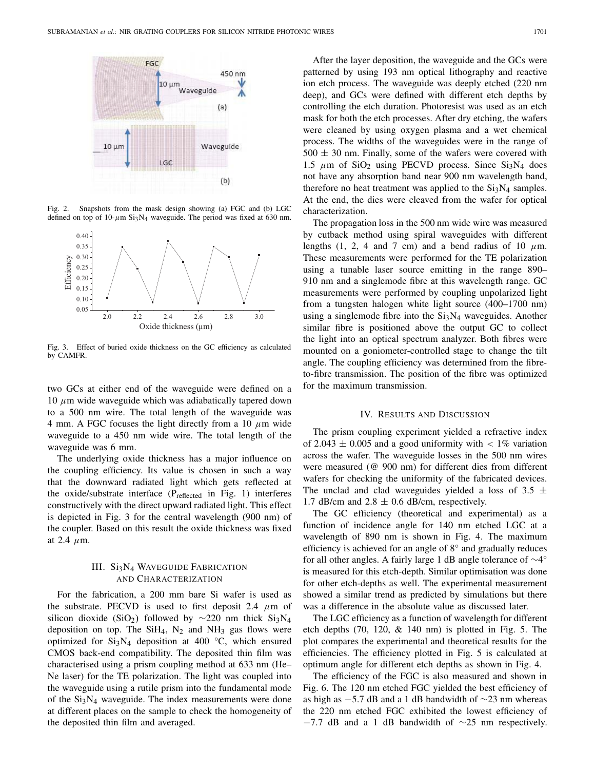Fig. 2. Snapshots from the mask design showing (a) FGC and (b) LGC defined on top of 10-$\mu$m $Si_3N_4$ waveguide. The period was fixed at 630 nm.

Fig. 3. Effect of buried oxide thickness on the GC efficiency as calculated by CAMFR.

two GCs at either end of the waveguide were defined on a 10 $\mu$m wide waveguide which was adiabatically tapered down to a 500 nm wire. The total length of the waveguide was 4 mm. A FGC focuses the light directly from a 10 $\mu$m wide waveguide to a 450 nm wide wire. The total length of the waveguide was 6 mm.

The underlying oxide thickness has a major influence on the coupling efficiency. Its value is chosen in such a way that the downward radiated light which gets reflected at the oxide/substrate interface ($P_{reflected}$ in Fig. 1) interferes constructively with the direct upward radiated light. This effect is depicted in Fig. 3 for the central wavelength (900 nm) of the coupler. Based on this result the oxide thickness was fixed at 2.4 $\mu$m.

## III. $Si_3N_4$ Waveguide Fabrication and Characterization

For the fabrication, a 200 mm bare Si wafer is used as the substrate. PECVD is used to first deposit 2.4 $\mu$m of silicon dioxide ($SiO_2$) followed by ~220 nm thick $Si_3N_4$ deposition on top. The $SiH_4$, $N_2$ and $NH_3$ gas flows were optimized for $Si_3N_4$ deposition at 400 °C, which ensured CMOS back-end compatibility. The deposited thin film was characterised using a prism coupling method at 633 nm (He–Ne laser) for the TE polarization. The light was coupled into the waveguide using a rutile prism into the fundamental mode of the $Si_3N_4$ waveguide. The index measurements were done at different places on the sample to check the homogeneity of the deposited thin film and averaged.

After the layer deposition, the waveguide and the GCs were patterned by using 193 nm optical lithography and reactive ion etch process. The waveguide was deeply etched (220 nm deep), and GCs were defined with different etch depths by controlling the etch duration. Photoresist was used as an etch mask for both the etch processes. After dry etching, the wafers were cleaned by using oxygen plasma and a wet chemical process. The widths of the waveguides were in the range of 500 ± 30 nm. Finally, some of the wafers were covered with 1.5 $\mu$m of $SiO_2$ using PECVD process. Since $Si_3N_4$ does not have any absorption band near 900 nm wavelength band, therefore no heat treatment was applied to the $Si_3N_4$ samples. At the end, the dies were cleaved from the wafer for optical characterization.

The propagation loss in the 500 nm wide wire was measured by cutback method using spiral waveguides with different lengths (1, 2, 4 and 7 cm) and a bend radius of 10 $\mu$m. These measurements were performed for the TE polarization using a tunable laser source emitting in the range 890–910 nm and a singlemode fibre at this wavelength range. GC measurements were performed by coupling unpolarized light from a tungsten halogen white light source (400–1700 nm) using a singlemode fibre into the $Si_3N_4$ waveguides. Another similar fibre is positioned above the output GC to collect the light into an optical spectrum analyzer. Both fibres were mounted on a goniometer-controlled stage to change the tilt angle. The coupling efficiency was determined from the fibre-to-fibre transmission. The position of the fibre was optimized for the maximum transmission.

## IV. Results and Discussion

The prism coupling experiment yielded a refractive index of 2.043 ± 0.005 and a good uniformity with < 1% variation across the wafer. The waveguide losses in the 500 nm wires were measured (@ 900 nm) for different dies from different wafers for checking the uniformity of the fabricated devices. The unclad and clad waveguides yielded a loss of 3.5 ± 1.7 dB/cm and 2.8 ± 0.6 dB/cm, respectively.

The GC efficiency (theoretical and experimental) as a function of incidence angle for 140 nm etched LGC at a wavelength of 890 nm is shown in Fig. 4. The maximum efficiency is achieved for an angle of 8° and gradually reduces for all other angles. A fairly large 1 dB angle tolerance of ~4° is measured for this etch-depth. Similar optimisation was done for other etch-depths as well. The experimental measurement showed a similar trend as predicted by simulations but there was a difference in the absolute value as discussed later.

The LGC efficiency as a function of wavelength for different etch depths (70, 120, & 140 nm) is plotted in Fig. 5. The plot compares the experimental and theoretical results for the efficiencies. The efficiency plotted in Fig. 5 is calculated at optimum angle for different etch depths as shown in Fig. 4.

The efficiency of the FGC is also measured and shown in Fig. 6. The 120 nm etched FGC yielded the best efficiency of as high as −5.7 dB and a 1 dB bandwidth of ~23 nm whereas the 220 nm etched FGC exhibited the lowest efficiency of −7.7 dB and a 1 dB bandwidth of ~25 nm respectively.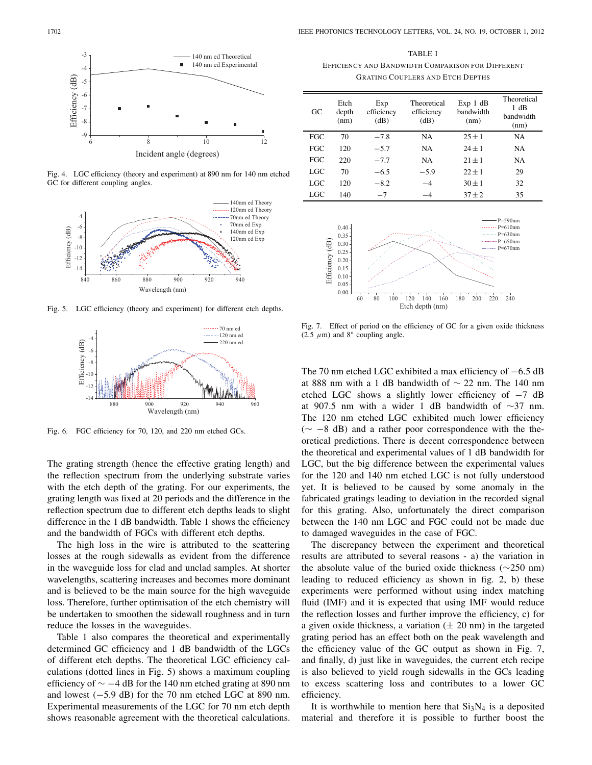Fig. 4. LGC efficiency (theory and experiment) at 890 nm for 140 nm etched GC for different coupling angles.

Fig. 5. LGC efficiency (theory and experiment) for different etch depths.

Fig. 6. FGC efficiency for 70, 120, and 220 nm etched GCs.

The grating strength (hence the effective grating length) and the reflection spectrum from the underlying substrate varies with the etch depth of the grating. For our experiments, the grating length was fixed at 20 periods and the difference in the reflection spectrum due to different etch depths leads to slight difference in the 1 dB bandwidth. Table 1 shows the efficiency and the bandwidth of FGCs with different etch depths.

The high loss in the wire is attributed to the scattering losses at the rough sidewalls as evident from the difference in the waveguide loss for clad and unclad samples. At shorter wavelengths, scattering increases and becomes more dominant and is believed to be the main source for the high waveguide loss. Therefore, further optimisation of the etch chemistry will be undertaken to smoothen the sidewall roughness and in turn reduce the losses in the waveguides.

Table 1 also compares the theoretical and experimentally determined GC efficiency and 1 dB bandwidth of the LGCs of different etch depths. The theoretical LGC efficiency calculations (dotted lines in Fig. 5) shows a maximum coupling efficiency of $\sim -4$ dB for the 140 nm etched grating at 890 nm and lowest ($-5.9$ dB) for the 70 nm etched LGC at 890 nm. Experimental measurements of the LGC for 70 nm etch depth shows reasonable agreement with the theoretical calculations.

TABLE I
EFFICIENCY AND BANDWIDTH COMPARISON FOR DIFFERENT GRATING COUPLERS AND ETCH DEPTHS

| GC | Etch depth (nm) | Exp efficiency (dB) | Theoretical efficiency (dB) | Exp 1 dB bandwidth (nm) | Theoretical 1 dB bandwidth (nm) |
|---|---|---|---|---|---|
| FGC | 70 | $-7.8$ | NA | $25 \pm 1$ | NA |
| FGC | 120 | $-5.7$ | NA | $24 \pm 1$ | NA |
| FGC | 220 | $-7.7$ | NA | $21 \pm 1$ | NA |
| LGC | 70 | $-6.5$ | $-5.9$ | $22 \pm 1$ | 29 |
| LGC | 120 | $-8.2$ | $-4$ | $30 \pm 1$ | 32 |
| LGC | 140 | $-7$ | $-4$ | $37 \pm 2$ | 35 |

Fig. 7. Effect of period on the efficiency of GC for a given oxide thickness (2.5 $\mu$m) and 8° coupling angle.

The 70 nm etched LGC exhibited a max efficiency of $-6.5$ dB at 888 nm with a 1 dB bandwidth of $\sim$ 22 nm. The 140 nm etched LGC shows a slightly lower efficiency of $-7$ dB at 907.5 nm with a wider 1 dB bandwidth of $\sim$37 nm. The 120 nm etched LGC exhibited much lower efficiency ($\sim -8$ dB) and a rather poor correspondence with the theoretical predictions. There is decent correspondence between the theoretical and experimental values of 1 dB bandwidth for LGC, but the big difference between the experimental values for the 120 and 140 nm etched LGC is not fully understood yet. It is believed to be caused by some anomaly in the fabricated gratings leading to deviation in the recorded signal for this grating. Also, unfortunately the direct comparison between the 140 nm LGC and FGC could not be made due to damaged waveguides in the case of FGC.

The discrepancy between the experiment and theoretical results are attributed to several reasons - a) the variation in the absolute value of the buried oxide thickness ($\sim$250 nm) leading to reduced efficiency as shown in fig. 2, b) these experiments were performed without using index matching fluid (IMF) and it is expected that using IMF would reduce the reflection losses and further improve the efficiency, c) for a given oxide thickness, a variation ($\pm$ 20 nm) in the targeted grating period has an effect both on the peak wavelength and the efficiency value of the GC output as shown in Fig. 7, and finally, d) just like in waveguides, the current etch recipe is also believed to yield rough sidewalls in the GCs leading to excess scattering loss and contributes to a lower GC efficiency.

It is worthwhile to mention here that $Si_3N_4$ is a deposited material and therefore it is possible to further boost the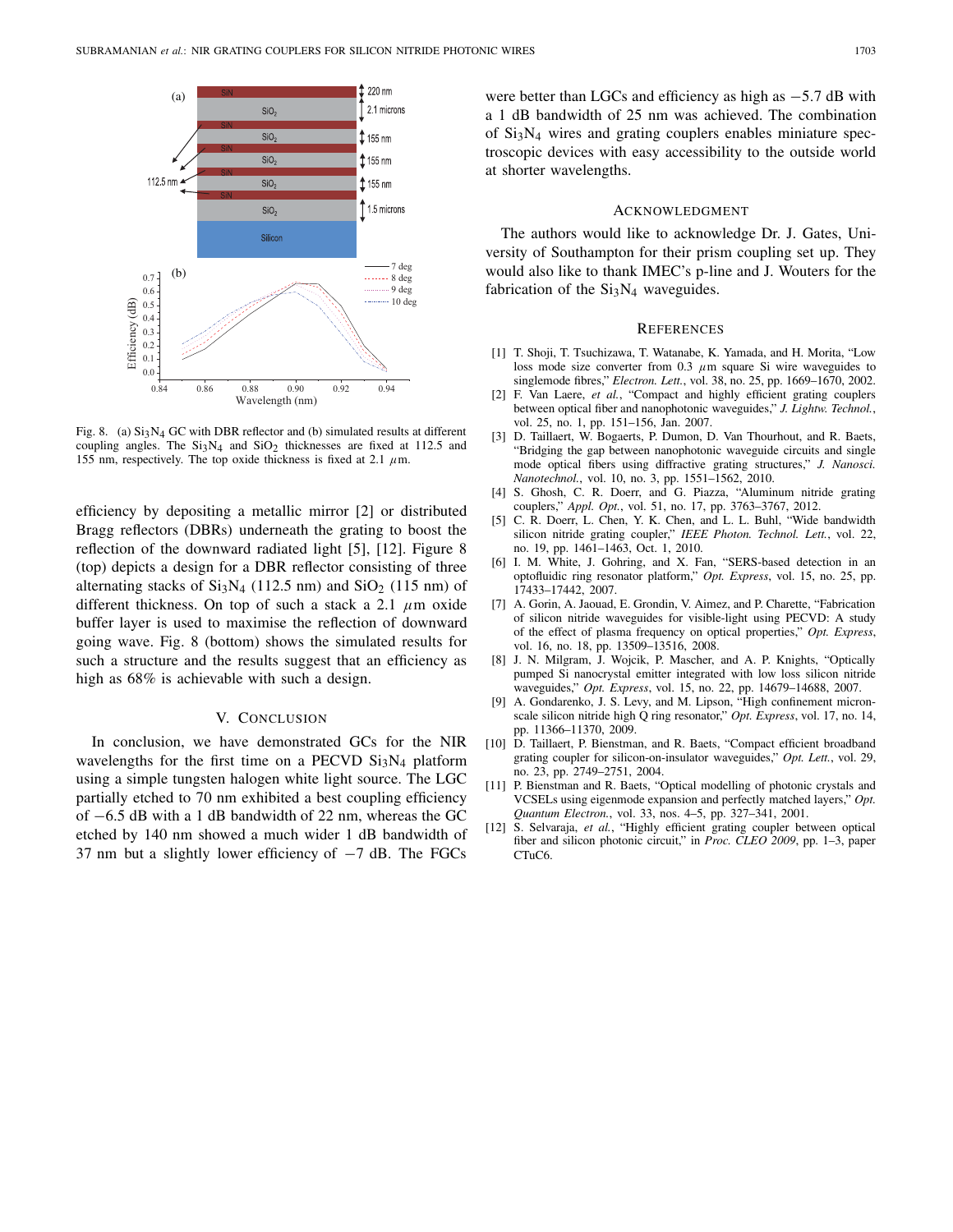(a)

SiN — 220 nm

$SiO_2$ — 2.1 microns

SiN

$SiO_2$ — 155 nm

SiN

$SiO_2$ — 155 nm

SiN

$SiO_2$ — 155 nm

SiN

112.5 nm

$SiO_2$ — 1.5 microns

Silicon

(b)

Efficiency (dB)

0.7
0.6
0.5
0.4
0.3
0.2
0.1
0.0

0.84 0.86 0.88 0.90 0.92 0.94

Wavelength (nm)

7 deg
8 deg
9 deg
10 deg

Fig. 8. (a) $Si_3N_4$ GC with DBR reflector and (b) simulated results at different coupling angles. The $Si_3N_4$ and $SiO_2$ thicknesses are fixed at 112.5 and 155 nm, respectively. The top oxide thickness is fixed at 2.1 $\mu$m.

efficiency by depositing a metallic mirror [2] or distributed Bragg reflectors (DBRs) underneath the grating to boost the reflection of the downward radiated light [5], [12]. Figure 8 (top) depicts a design for a DBR reflector consisting of three alternating stacks of $Si_3N_4$ (112.5 nm) and $SiO_2$ (115 nm) of different thickness. On top of such a stack a 2.1 $\mu$m oxide buffer layer is used to maximise the reflection of downward going wave. Fig. 8 (bottom) shows the simulated results for such a structure and the results suggest that an efficiency as high as 68% is achievable with such a design.

## V. Conclusion

In conclusion, we have demonstrated GCs for the NIR wavelengths for the first time on a PECVD $Si_3N_4$ platform using a simple tungsten halogen white light source. The LGC partially etched to 70 nm exhibited a best coupling efficiency of −6.5 dB with a 1 dB bandwidth of 22 nm, whereas the GC etched by 140 nm showed a much wider 1 dB bandwidth of 37 nm but a slightly lower efficiency of −7 dB. The FGCs were better than LGCs and efficiency as high as −5.7 dB with a 1 dB bandwidth of 25 nm was achieved. The combination of $Si_3N_4$ wires and grating couplers enables miniature spectroscopic devices with easy accessibility to the outside world at shorter wavelengths.

## Acknowledgment

The authors would like to acknowledge Dr. J. Gates, University of Southampton for their prism coupling set up. They would also like to thank IMEC's p-line and J. Wouters for the fabrication of the $Si_3N_4$ waveguides.

## References

[1] T. Shoji, T. Tsuchizawa, T. Watanabe, K. Yamada, and H. Morita, "Low loss mode size converter from 0.3 $\mu$m square Si wire waveguides to singlemode fibres," *Electron. Lett.*, vol. 38, no. 25, pp. 1669–1670, 2002.

[2] F. Van Laere, *et al.*, "Compact and highly efficient grating couplers between optical fiber and nanophotonic waveguides," *J. Lightw. Technol.*, vol. 25, no. 1, pp. 151–156, Jan. 2007.

[3] D. Taillaert, W. Bogaerts, P. Dumon, D. Van Thourhout, and R. Baets, "Bridging the gap between nanophotonic waveguide circuits and single mode optical fibers using diffractive grating structures," *J. Nanosci. Nanotechnol.*, vol. 10, no. 3, pp. 1551–1562, 2010.

[4] S. Ghosh, C. R. Doerr, and G. Piazza, "Aluminum nitride grating couplers," *Appl. Opt.*, vol. 51, no. 17, pp. 3763–3767, 2012.

[5] C. R. Doerr, L. Chen, Y. K. Chen, and L. L. Buhl, "Wide bandwidth silicon nitride grating coupler," *IEEE Photon. Technol. Lett.*, vol. 22, no. 19, pp. 1461–1463, Oct. 1, 2010.

[6] I. M. White, J. Gohring, and X. Fan, "SERS-based detection in an optofluidic ring resonator platform," *Opt. Express*, vol. 15, no. 25, pp. 17433–17442, 2007.

[7] A. Gorin, A. Jaouad, E. Grondin, V. Aimez, and P. Charette, "Fabrication of silicon nitride waveguides for visible-light using PECVD: A study of the effect of plasma frequency on optical properties," *Opt. Express*, vol. 16, no. 18, pp. 13509–13516, 2008.

[8] J. N. Milgram, J. Wojcik, P. Mascher, and A. P. Knights, "Optically pumped Si nanocrystal emitter integrated with low loss silicon nitride waveguides," *Opt. Express*, vol. 15, no. 22, pp. 14679–14688, 2007.

[9] A. Gondarenko, J. S. Levy, and M. Lipson, "High confinement micron-scale silicon nitride high Q ring resonator," *Opt. Express*, vol. 17, no. 14, pp. 11366–11370, 2009.

[10] D. Taillaert, P. Bienstman, and R. Baets, "Compact efficient broadband grating coupler for silicon-on-insulator waveguides," *Opt. Lett.*, vol. 29, no. 23, pp. 2749–2751, 2004.

[11] P. Bienstman and R. Baets, "Optical modelling of photonic crystals and VCSELs using eigenmode expansion and perfectly matched layers," *Opt. Quantum Electron.*, vol. 33, nos. 4–5, pp. 327–341, 2001.

[12] S. Selvaraja, *et al.*, "Highly efficient grating coupler between optical fiber and silicon photonic circuit," in *Proc. CLEO 2009*, pp. 1–3, paper CTuC6.